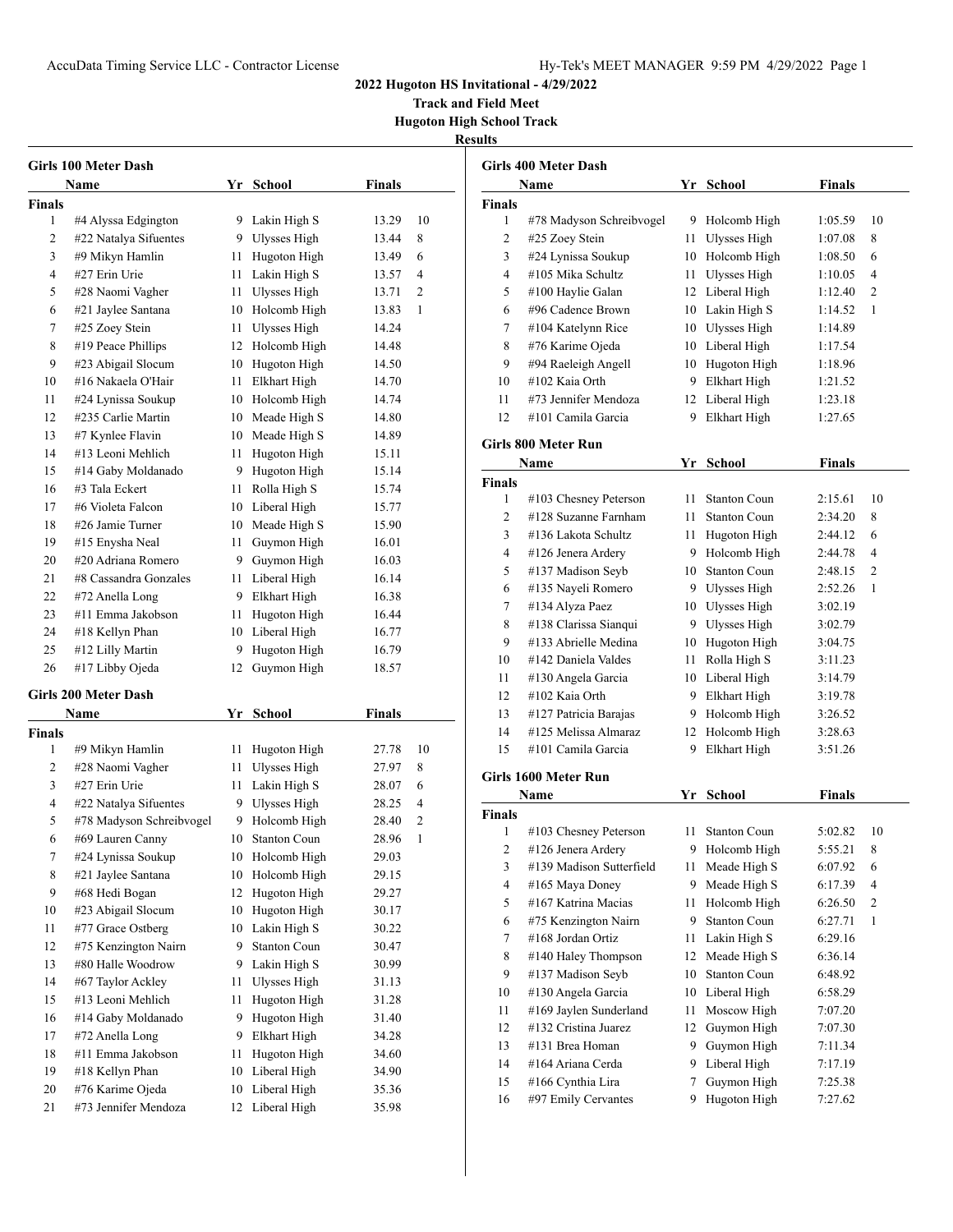# 2022 Hugoton HS Invitational - 4/29/2022

**Track and Field Meet**

**Hugoton High School Track**

**Results**

## Girls 100 Meter Dash

| | Name | Yr | School | Finals | |
|---|---|---|---|---|---|
| **Finals** | | | | | |
| 1 | #4 Alyssa Edgington | 9 | Lakin High S | 13.29 | 10 |
| 2 | #22 Natalya Sifuentes | 9 | Ulysses High | 13.44 | 8 |
| 3 | #9 Mikyn Hamlin | 11 | Hugoton High | 13.49 | 6 |
| 4 | #27 Erin Urie | 11 | Lakin High S | 13.57 | 4 |
| 5 | #28 Naomi Vagher | 11 | Ulysses High | 13.71 | 2 |
| 6 | #21 Jaylee Santana | 10 | Holcomb High | 13.83 | 1 |
| 7 | #25 Zoey Stein | 11 | Ulysses High | 14.24 | |
| 8 | #19 Peace Phillips | 12 | Holcomb High | 14.48 | |
| 9 | #23 Abigail Slocum | 10 | Hugoton High | 14.50 | |
| 10 | #16 Nakaela O'Hair | 11 | Elkhart High | 14.70 | |
| 11 | #24 Lynissa Soukup | 10 | Holcomb High | 14.74 | |
| 12 | #235 Carlie Martin | 10 | Meade High S | 14.80 | |
| 13 | #7 Kynlee Flavin | 10 | Meade High S | 14.89 | |
| 14 | #13 Leoni Mehlich | 11 | Hugoton High | 15.11 | |
| 15 | #14 Gaby Moldanado | 9 | Hugoton High | 15.14 | |
| 16 | #3 Tala Eckert | 11 | Rolla High S | 15.74 | |
| 17 | #6 Violeta Falcon | 10 | Liberal High | 15.77 | |
| 18 | #26 Jamie Turner | 10 | Meade High S | 15.90 | |
| 19 | #15 Enysha Neal | 11 | Guymon High | 16.01 | |
| 20 | #20 Adriana Romero | 9 | Guymon High | 16.03 | |
| 21 | #8 Cassandra Gonzales | 11 | Liberal High | 16.14 | |
| 22 | #72 Anella Long | 9 | Elkhart High | 16.38 | |
| 23 | #11 Emma Jakobson | 11 | Hugoton High | 16.44 | |
| 24 | #18 Kellyn Phan | 10 | Liberal High | 16.77 | |
| 25 | #12 Lilly Martin | 9 | Hugoton High | 16.79 | |
| 26 | #17 Libby Ojeda | 12 | Guymon High | 18.57 | |

## Girls 200 Meter Dash

| | Name | Yr | School | Finals | |
|---|---|---|---|---|---|
| **Finals** | | | | | |
| 1 | #9 Mikyn Hamlin | 11 | Hugoton High | 27.78 | 10 |
| 2 | #28 Naomi Vagher | 11 | Ulysses High | 27.97 | 8 |
| 3 | #27 Erin Urie | 11 | Lakin High S | 28.07 | 6 |
| 4 | #22 Natalya Sifuentes | 9 | Ulysses High | 28.25 | 4 |
| 5 | #78 Madyson Schreibvogel | 9 | Holcomb High | 28.40 | 2 |
| 6 | #69 Lauren Canny | 10 | Stanton Coun | 28.96 | 1 |
| 7 | #24 Lynissa Soukup | 10 | Holcomb High | 29.03 | |
| 8 | #21 Jaylee Santana | 10 | Holcomb High | 29.15 | |
| 9 | #68 Hedi Bogan | 12 | Hugoton High | 29.27 | |
| 10 | #23 Abigail Slocum | 10 | Hugoton High | 30.17 | |
| 11 | #77 Grace Ostberg | 10 | Lakin High S | 30.22 | |
| 12 | #75 Kenzington Nairn | 9 | Stanton Coun | 30.47 | |
| 13 | #80 Halle Woodrow | 9 | Lakin High S | 30.99 | |
| 14 | #67 Taylor Ackley | 11 | Ulysses High | 31.13 | |
| 15 | #13 Leoni Mehlich | 11 | Hugoton High | 31.28 | |
| 16 | #14 Gaby Moldanado | 9 | Hugoton High | 31.40 | |
| 17 | #72 Anella Long | 9 | Elkhart High | 34.28 | |
| 18 | #11 Emma Jakobson | 11 | Hugoton High | 34.60 | |
| 19 | #18 Kellyn Phan | 10 | Liberal High | 34.90 | |
| 20 | #76 Karime Ojeda | 10 | Liberal High | 35.36 | |
| 21 | #73 Jennifer Mendoza | 12 | Liberal High | 35.98 | |

## Girls 400 Meter Dash

| | Name | Yr | School | Finals | |
|---|---|---|---|---|---|
| **Finals** | | | | | |
| 1 | #78 Madyson Schreibvogel | 9 | Holcomb High | 1:05.59 | 10 |
| 2 | #25 Zoey Stein | 11 | Ulysses High | 1:07.08 | 8 |
| 3 | #24 Lynissa Soukup | 10 | Holcomb High | 1:08.50 | 6 |
| 4 | #105 Mika Schultz | 11 | Ulysses High | 1:10.05 | 4 |
| 5 | #100 Haylie Galan | 12 | Liberal High | 1:12.40 | 2 |
| 6 | #96 Cadence Brown | 10 | Lakin High S | 1:14.52 | 1 |
| 7 | #104 Katelynn Rice | 10 | Ulysses High | 1:14.89 | |
| 8 | #76 Karime Ojeda | 10 | Liberal High | 1:17.54 | |
| 9 | #94 Raeleigh Angell | 10 | Hugoton High | 1:18.96 | |
| 10 | #102 Kaia Orth | 9 | Elkhart High | 1:21.52 | |
| 11 | #73 Jennifer Mendoza | 12 | Liberal High | 1:23.18 | |
| 12 | #101 Camila Garcia | 9 | Elkhart High | 1:27.65 | |

## Girls 800 Meter Run

| | Name | Yr | School | Finals | |
|---|---|---|---|---|---|
| **Finals** | | | | | |
| 1 | #103 Chesney Peterson | 11 | Stanton Coun | 2:15.61 | 10 |
| 2 | #128 Suzanne Farnham | 11 | Stanton Coun | 2:34.20 | 8 |
| 3 | #136 Lakota Schultz | 11 | Hugoton High | 2:44.12 | 6 |
| 4 | #126 Jenera Ardery | 9 | Holcomb High | 2:44.78 | 4 |
| 5 | #137 Madison Seyb | 10 | Stanton Coun | 2:48.15 | 2 |
| 6 | #135 Nayeli Romero | 9 | Ulysses High | 2:52.26 | 1 |
| 7 | #134 Alyza Paez | 10 | Ulysses High | 3:02.19 | |
| 8 | #138 Clarissa Sianqui | 9 | Ulysses High | 3:02.79 | |
| 9 | #133 Abrielle Medina | 10 | Hugoton High | 3:04.75 | |
| 10 | #142 Daniela Valdes | 11 | Rolla High S | 3:11.23 | |
| 11 | #130 Angela Garcia | 10 | Liberal High | 3:14.79 | |
| 12 | #102 Kaia Orth | 9 | Elkhart High | 3:19.78 | |
| 13 | #127 Patricia Barajas | 9 | Holcomb High | 3:26.52 | |
| 14 | #125 Melissa Almaraz | 12 | Holcomb High | 3:28.63 | |
| 15 | #101 Camila Garcia | 9 | Elkhart High | 3:51.26 | |

## Girls 1600 Meter Run

| | Name | Yr | School | Finals | |
|---|---|---|---|---|---|
| **Finals** | | | | | |
| 1 | #103 Chesney Peterson | 11 | Stanton Coun | 5:02.82 | 10 |
| 2 | #126 Jenera Ardery | 9 | Holcomb High | 5:55.21 | 8 |
| 3 | #139 Madison Sutterfield | 11 | Meade High S | 6:07.92 | 6 |
| 4 | #165 Maya Doney | 9 | Meade High S | 6:17.39 | 4 |
| 5 | #167 Katrina Macias | 11 | Holcomb High | 6:26.50 | 2 |
| 6 | #75 Kenzington Nairn | 9 | Stanton Coun | 6:27.71 | 1 |
| 7 | #168 Jordan Ortiz | 11 | Lakin High S | 6:29.16 | |
| 8 | #140 Haley Thompson | 12 | Meade High S | 6:36.14 | |
| 9 | #137 Madison Seyb | 10 | Stanton Coun | 6:48.92 | |
| 10 | #130 Angela Garcia | 10 | Liberal High | 6:58.29 | |
| 11 | #169 Jaylen Sunderland | 11 | Moscow High | 7:07.20 | |
| 12 | #132 Cristina Juarez | 12 | Guymon High | 7:07.30 | |
| 13 | #131 Brea Homan | 9 | Guymon High | 7:11.34 | |
| 14 | #164 Ariana Cerda | 9 | Liberal High | 7:17.19 | |
| 15 | #166 Cynthia Lira | 7 | Guymon High | 7:25.38 | |
| 16 | #97 Emily Cervantes | 9 | Hugoton High | 7:27.62 | |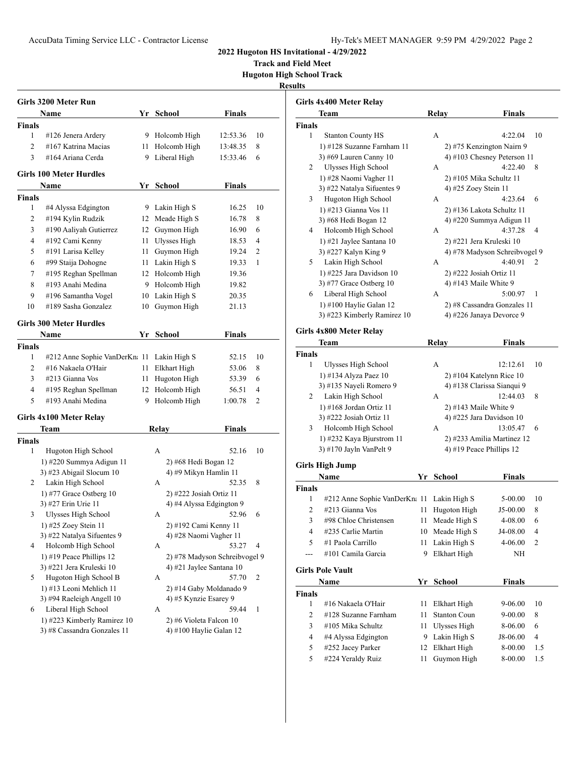# 2022 Hugoton HS Invitational - 4/29/2022

**Track and Field Meet**

**Hugoton High School Track**

**Results**

### Girls 3200 Meter Run

| | Name | Yr | School | Finals | |
|---|---|---|---|---|---|
| **Finals** | | | | | |
| 1 | #126 Jenera Ardery | 9 | Holcomb High | 12:53.36 | 10 |
| 2 | #167 Katrina Macias | 11 | Holcomb High | 13:48.35 | 8 |
| 3 | #164 Ariana Cerda | 9 | Liberal High | 15:33.46 | 6 |

### Girls 100 Meter Hurdles

| | Name | Yr | School | Finals | |
|---|---|---|---|---|---|
| **Finals** | | | | | |
| 1 | #4 Alyssa Edgington | 9 | Lakin High S | 16.25 | 10 |
| 2 | #194 Kylin Rudzik | 12 | Meade High S | 16.78 | 8 |
| 3 | #190 Aaliyah Gutierrez | 12 | Guymon High | 16.90 | 6 |
| 4 | #192 Cami Kenny | 11 | Ulysses High | 18.53 | 4 |
| 5 | #191 Larisa Kelley | 11 | Guymon High | 19.24 | 2 |
| 6 | #99 Staija Dohogne | 11 | Lakin High S | 19.33 | 1 |
| 7 | #195 Reghan Spellman | 12 | Holcomb High | 19.36 | |
| 8 | #193 Anahi Medina | 9 | Holcomb High | 19.82 | |
| 9 | #196 Samantha Vogel | 10 | Lakin High S | 20.35 | |
| 10 | #189 Sasha Gonzalez | 10 | Guymon High | 21.13 | |

### Girls 300 Meter Hurdles

| | Name | Yr | School | Finals | |
|---|---|---|---|---|---|
| **Finals** | | | | | |
| 1 | #212 Anne Sophie VanDerKn | 11 | Lakin High S | 52.15 | 10 |
| 2 | #16 Nakaela O'Hair | 11 | Elkhart High | 53.06 | 8 |
| 3 | #213 Gianna Vos | 11 | Hugoton High | 53.39 | 6 |
| 4 | #195 Reghan Spellman | 12 | Holcomb High | 56.51 | 4 |
| 5 | #193 Anahi Medina | 9 | Holcomb High | 1:00.78 | 2 |

### Girls 4x100 Meter Relay

| | Team | Relay | Finals | |
|---|---|---|---|---|
| **Finals** | | | | |
| 1 | Hugoton High School | A | 52.16 | 10 |
| | 1) #220 Summya Adigun 11 | 2) #68 Hedi Bogan 12 | | |
| | 3) #23 Abigail Slocum 10 | 4) #9 Mikyn Hamlin 11 | | |
| 2 | Lakin High School | A | 52.35 | 8 |
| | 1) #77 Grace Ostberg 10 | 2) #222 Josiah Ortiz 11 | | |
| | 3) #27 Erin Urie 11 | 4) #4 Alyssa Edgington 9 | | |
| 3 | Ulysses High School | A | 52.96 | 6 |
| | 1) #25 Zoey Stein 11 | 2) #192 Cami Kenny 11 | | |
| | 3) #22 Natalya Sifuentes 9 | 4) #28 Naomi Vagher 11 | | |
| 4 | Holcomb High School | A | 53.27 | 4 |
| | 1) #19 Peace Phillips 12 | 2) #78 Madyson Schreibvogel 9 | | |
| | 3) #221 Jera Kruleski 10 | 4) #21 Jaylee Santana 10 | | |
| 5 | Hugoton High School B | A | 57.70 | 2 |
| | 1) #13 Leoni Mehlich 11 | 2) #14 Gaby Moldanado 9 | | |
| | 3) #94 Raeleigh Angell 10 | 4) #5 Kynzie Esarey 9 | | |
| 6 | Liberal High School | A | 59.44 | 1 |
| | 1) #223 Kimberly Ramirez 10 | 2) #6 Violeta Falcon 10 | | |
| | 3) #8 Cassandra Gonzales 11 | 4) #100 Haylie Galan 12 | | |

### Girls 4x400 Meter Relay

| | Team | Relay | Finals | |
|---|---|---|---|---|
| **Finals** | | | | |
| 1 | Stanton County HS | A | 4:22.04 | 10 |
| | 1) #128 Suzanne Farnham 11 | 2) #75 Kenzington Nairn 9 | | |
| | 3) #69 Lauren Canny 10 | 4) #103 Chesney Peterson 11 | | |
| 2 | Ulysses High School | A | 4:22.40 | 8 |
| | 1) #28 Naomi Vagher 11 | 2) #105 Mika Schultz 11 | | |
| | 3) #22 Natalya Sifuentes 9 | 4) #25 Zoey Stein 11 | | |
| 3 | Hugoton High School | A | 4:23.64 | 6 |
| | 1) #213 Gianna Vos 11 | 2) #136 Lakota Schultz 11 | | |
| | 3) #68 Hedi Bogan 12 | 4) #220 Summya Adigun 11 | | |
| 4 | Holcomb High School | A | 4:37.28 | 4 |
| | 1) #21 Jaylee Santana 10 | 2) #221 Jera Kruleski 10 | | |
| | 3) #227 Kalyn King 9 | 4) #78 Madyson Schreibvogel 9 | | |
| 5 | Lakin High School | A | 4:40.91 | 2 |
| | 1) #225 Jara Davidson 10 | 2) #222 Josiah Ortiz 11 | | |
| | 3) #77 Grace Ostberg 10 | 4) #143 Maile White 9 | | |
| 6 | Liberal High School | A | 5:00.97 | 1 |
| | 1) #100 Haylie Galan 12 | 2) #8 Cassandra Gonzales 11 | | |
| | 3) #223 Kimberly Ramirez 10 | 4) #226 Janaya Devorce 9 | | |

### Girls 4x800 Meter Relay

| | Team | Relay | Finals | |
|---|---|---|---|---|
| **Finals** | | | | |
| 1 | Ulysses High School | A | 12:12.61 | 10 |
| | 1) #134 Alyza Paez 10 | 2) #104 Katelynn Rice 10 | | |
| | 3) #135 Nayeli Romero 9 | 4) #138 Clarissa Sianqui 9 | | |
| 2 | Lakin High School | A | 12:44.03 | 8 |
| | 1) #168 Jordan Ortiz 11 | 2) #143 Maile White 9 | | |
| | 3) #222 Josiah Ortiz 11 | 4) #225 Jara Davidson 10 | | |
| 3 | Holcomb High School | A | 13:05.47 | 6 |
| | 1) #232 Kaya Bjurstrom 11 | 2) #233 Amilia Martinez 12 | | |
| | 3) #170 Jayln VanPelt 9 | 4) #19 Peace Phillips 12 | | |

### Girls High Jump

| | Name | Yr | School | Finals | |
|---|---|---|---|---|---|
| **Finals** | | | | | |
| 1 | #212 Anne Sophie VanDerKn | 11 | Lakin High S | 5-00.00 | 10 |
| 2 | #213 Gianna Vos | 11 | Hugoton High | J5-00.00 | 8 |
| 3 | #98 Chloe Christensen | 11 | Meade High S | 4-08.00 | 6 |
| 4 | #235 Carlie Martin | 10 | Meade High S | J4-08.00 | 4 |
| 5 | #1 Paola Carrillo | 11 | Lakin High S | 4-06.00 | 2 |
| --- | #101 Camila Garcia | 9 | Elkhart High | NH | |

### Girls Pole Vault

| | Name | Yr | School | Finals | |
|---|---|---|---|---|---|
| **Finals** | | | | | |
| 1 | #16 Nakaela O'Hair | 11 | Elkhart High | 9-06.00 | 10 |
| 2 | #128 Suzanne Farnham | 11 | Stanton Coun | 9-00.00 | 8 |
| 3 | #105 Mika Schultz | 11 | Ulysses High | 8-06.00 | 6 |
| 4 | #4 Alyssa Edgington | 9 | Lakin High S | J8-06.00 | 4 |
| 5 | #252 Jacey Parker | 12 | Elkhart High | 8-00.00 | 1.5 |
| 5 | #224 Yeraldy Ruiz | 11 | Guymon High | 8-00.00 | 1.5 |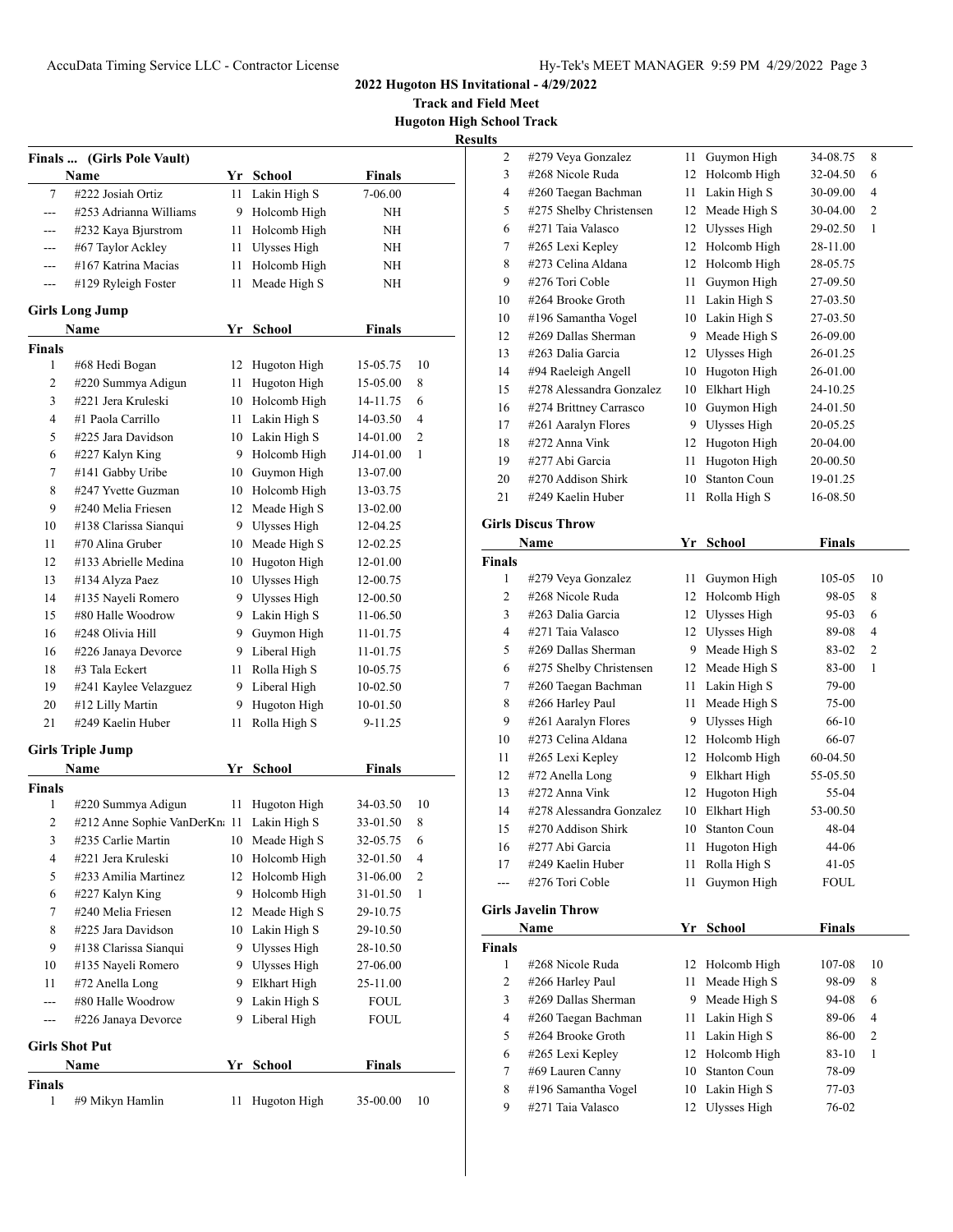## 2022 Hugoton HS Invitational - 4/29/2022

**Track and Field Meet**

**Hugoton High School Track**

**Results**

### Finals ... (Girls Pole Vault)

| | Name | Yr | School | Finals | |
|---|---|---|---|---|---|
| 7 | #222 Josiah Ortiz | 11 | Lakin High S | 7-06.00 | |
| --- | #253 Adrianna Williams | 9 | Holcomb High | NH | |
| --- | #232 Kaya Bjurstrom | 11 | Holcomb High | NH | |
| --- | #67 Taylor Ackley | 11 | Ulysses High | NH | |
| --- | #167 Katrina Macias | 11 | Holcomb High | NH | |
| --- | #129 Ryleigh Foster | 11 | Meade High S | NH | |

### Girls Long Jump

| | Name | Yr | School | Finals | |
|---|---|---|---|---|---|
| **Finals** | | | | | |
| 1 | #68 Hedi Bogan | 12 | Hugoton High | 15-05.75 | 10 |
| 2 | #220 Summya Adigun | 11 | Hugoton High | 15-05.00 | 8 |
| 3 | #221 Jera Kruleski | 10 | Holcomb High | 14-11.75 | 6 |
| 4 | #1 Paola Carrillo | 11 | Lakin High S | 14-03.50 | 4 |
| 5 | #225 Jara Davidson | 10 | Lakin High S | 14-01.00 | 2 |
| 6 | #227 Kalyn King | 9 | Holcomb High | J14-01.00 | 1 |
| 7 | #141 Gabby Uribe | 10 | Guymon High | 13-07.00 | |
| 8 | #247 Yvette Guzman | 10 | Holcomb High | 13-03.75 | |
| 9 | #240 Melia Friesen | 12 | Meade High S | 13-02.00 | |
| 10 | #138 Clarissa Sianqui | 9 | Ulysses High | 12-04.25 | |
| 11 | #70 Alina Gruber | 10 | Meade High S | 12-02.25 | |
| 12 | #133 Abrielle Medina | 10 | Hugoton High | 12-01.00 | |
| 13 | #134 Alyza Paez | 10 | Ulysses High | 12-00.75 | |
| 14 | #135 Nayeli Romero | 9 | Ulysses High | 12-00.50 | |
| 15 | #80 Halle Woodrow | 9 | Lakin High S | 11-06.50 | |
| 16 | #248 Olivia Hill | 9 | Guymon High | 11-01.75 | |
| 16 | #226 Janaya Devorce | 9 | Liberal High | 11-01.75 | |
| 18 | #3 Tala Eckert | 11 | Rolla High S | 10-05.75 | |
| 19 | #241 Kaylee Velazguez | 9 | Liberal High | 10-02.50 | |
| 20 | #12 Lilly Martin | 9 | Hugoton High | 10-01.50 | |
| 21 | #249 Kaelin Huber | 11 | Rolla High S | 9-11.25 | |

### Girls Triple Jump

| | Name | Yr | School | Finals | |
|---|---|---|---|---|---|
| **Finals** | | | | | |
| 1 | #220 Summya Adigun | 11 | Hugoton High | 34-03.50 | 10 |
| 2 | #212 Anne Sophie VanDerKn | 11 | Lakin High S | 33-01.50 | 8 |
| 3 | #235 Carlie Martin | 10 | Meade High S | 32-05.75 | 6 |
| 4 | #221 Jera Kruleski | 10 | Holcomb High | 32-01.50 | 4 |
| 5 | #233 Amilia Martinez | 12 | Holcomb High | 31-06.00 | 2 |
| 6 | #227 Kalyn King | 9 | Holcomb High | 31-01.50 | 1 |
| 7 | #240 Melia Friesen | 12 | Meade High S | 29-10.75 | |
| 8 | #225 Jara Davidson | 10 | Lakin High S | 29-10.50 | |
| 9 | #138 Clarissa Sianqui | 9 | Ulysses High | 28-10.50 | |
| 10 | #135 Nayeli Romero | 9 | Ulysses High | 27-06.00 | |
| 11 | #72 Anella Long | 9 | Elkhart High | 25-11.00 | |
| --- | #80 Halle Woodrow | 9 | Lakin High S | FOUL | |
| --- | #226 Janaya Devorce | 9 | Liberal High | FOUL | |

### Girls Shot Put

| | Name | Yr | School | Finals | |
|---|---|---|---|---|---|
| **Finals** | | | | | |
| 1 | #9 Mikyn Hamlin | 11 | Hugoton High | 35-00.00 | 10 |
| 2 | #279 Veya Gonzalez | 11 | Guymon High | 34-08.75 | 8 |
| 3 | #268 Nicole Ruda | 12 | Holcomb High | 32-04.50 | 6 |
| 4 | #260 Taegan Bachman | 11 | Lakin High S | 30-09.00 | 4 |
| 5 | #275 Shelby Christensen | 12 | Meade High S | 30-04.00 | 2 |
| 6 | #271 Taia Valasco | 12 | Ulysses High | 29-02.50 | 1 |
| 7 | #265 Lexi Kepley | 12 | Holcomb High | 28-11.00 | |
| 8 | #273 Celina Aldana | 12 | Holcomb High | 28-05.75 | |
| 9 | #276 Tori Coble | 11 | Guymon High | 27-09.50 | |
| 10 | #264 Brooke Groth | 11 | Lakin High S | 27-03.50 | |
| 10 | #196 Samantha Vogel | 10 | Lakin High S | 27-03.50 | |
| 12 | #269 Dallas Sherman | 9 | Meade High S | 26-09.00 | |
| 13 | #263 Dalia Garcia | 12 | Ulysses High | 26-01.25 | |
| 14 | #94 Raeleigh Angell | 10 | Hugoton High | 26-01.00 | |
| 15 | #278 Alessandra Gonzalez | 10 | Elkhart High | 24-10.25 | |
| 16 | #274 Brittney Carrasco | 10 | Guymon High | 24-01.50 | |
| 17 | #261 Aaralyn Flores | 9 | Ulysses High | 20-05.25 | |
| 18 | #272 Anna Vink | 12 | Hugoton High | 20-04.00 | |
| 19 | #277 Abi Garcia | 11 | Hugoton High | 20-00.50 | |
| 20 | #270 Addison Shirk | 10 | Stanton Coun | 19-01.25 | |
| 21 | #249 Kaelin Huber | 11 | Rolla High S | 16-08.50 | |

### Girls Discus Throw

| | Name | Yr | School | Finals | |
|---|---|---|---|---|---|
| **Finals** | | | | | |
| 1 | #279 Veya Gonzalez | 11 | Guymon High | 105-05 | 10 |
| 2 | #268 Nicole Ruda | 12 | Holcomb High | 98-05 | 8 |
| 3 | #263 Dalia Garcia | 12 | Ulysses High | 95-03 | 6 |
| 4 | #271 Taia Valasco | 12 | Ulysses High | 89-08 | 4 |
| 5 | #269 Dallas Sherman | 9 | Meade High S | 83-02 | 2 |
| 6 | #275 Shelby Christensen | 12 | Meade High S | 83-00 | 1 |
| 7 | #260 Taegan Bachman | 11 | Lakin High S | 79-00 | |
| 8 | #266 Harley Paul | 11 | Meade High S | 75-00 | |
| 9 | #261 Aaralyn Flores | 9 | Ulysses High | 66-10 | |
| 10 | #273 Celina Aldana | 12 | Holcomb High | 66-07 | |
| 11 | #265 Lexi Kepley | 12 | Holcomb High | 60-04.50 | |
| 12 | #72 Anella Long | 9 | Elkhart High | 55-05.50 | |
| 13 | #272 Anna Vink | 12 | Hugoton High | 55-04 | |
| 14 | #278 Alessandra Gonzalez | 10 | Elkhart High | 53-00.50 | |
| 15 | #270 Addison Shirk | 10 | Stanton Coun | 48-04 | |
| 16 | #277 Abi Garcia | 11 | Hugoton High | 44-06 | |
| 17 | #249 Kaelin Huber | 11 | Rolla High S | 41-05 | |
| --- | #276 Tori Coble | 11 | Guymon High | FOUL | |

### Girls Javelin Throw

| | Name | Yr | School | Finals | |
|---|---|---|---|---|---|
| **Finals** | | | | | |
| 1 | #268 Nicole Ruda | 12 | Holcomb High | 107-08 | 10 |
| 2 | #266 Harley Paul | 11 | Meade High S | 98-09 | 8 |
| 3 | #269 Dallas Sherman | 9 | Meade High S | 94-08 | 6 |
| 4 | #260 Taegan Bachman | 11 | Lakin High S | 89-06 | 4 |
| 5 | #264 Brooke Groth | 11 | Lakin High S | 86-00 | 2 |
| 6 | #265 Lexi Kepley | 12 | Holcomb High | 83-10 | 1 |
| 7 | #69 Lauren Canny | 10 | Stanton Coun | 78-09 | |
| 8 | #196 Samantha Vogel | 10 | Lakin High S | 77-03 | |
| 9 | #271 Taia Valasco | 12 | Ulysses High | 76-02 | |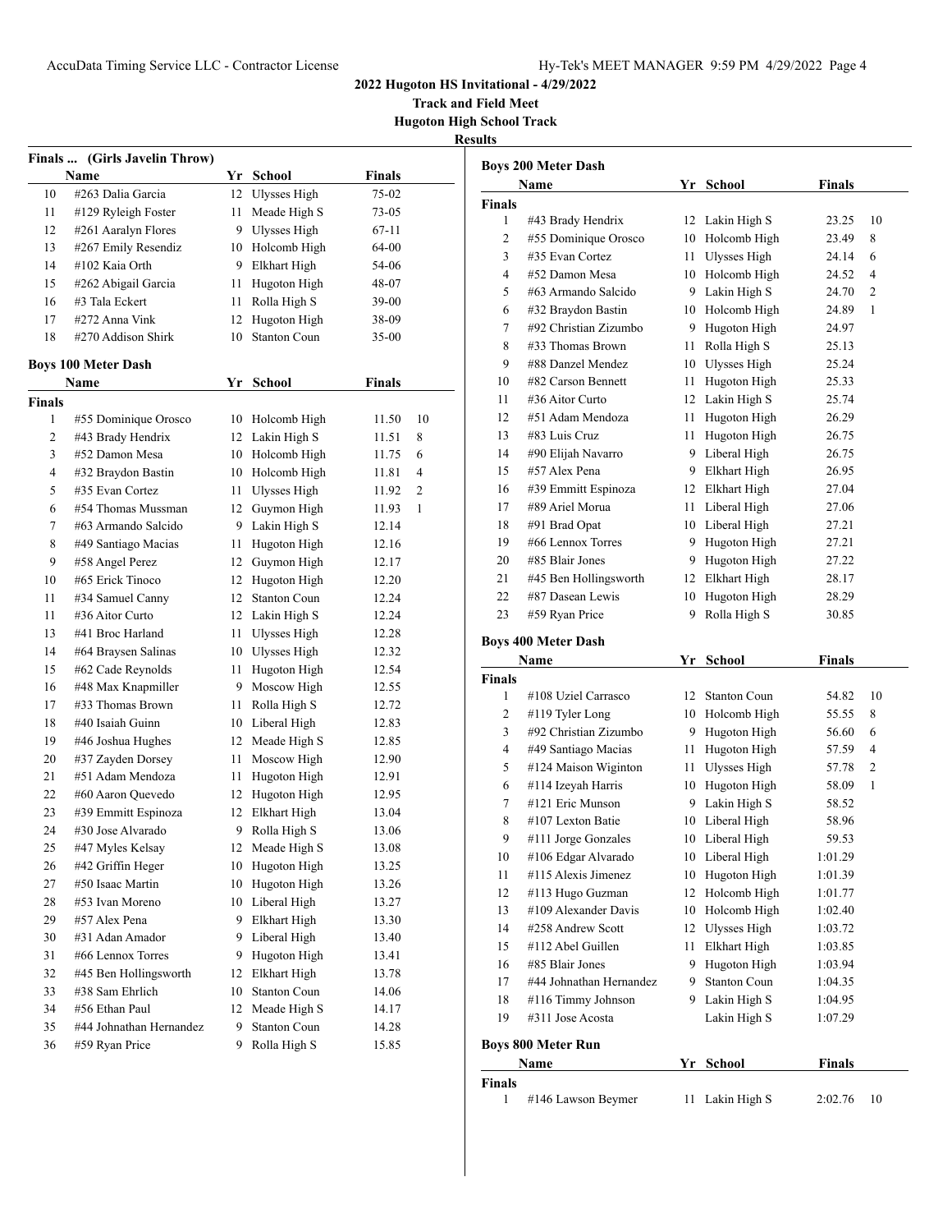# 2022 Hugoton HS Invitational - 4/29/2022

**Track and Field Meet**

**Hugoton High School Track**

**Results**

### Finals ... (Girls Javelin Throw)

| | Name | Yr | School | Finals |
|---|---|---|---|---|
| 10 | #263 Dalia Garcia | 12 | Ulysses High | 75-02 |
| 11 | #129 Ryleigh Foster | 11 | Meade High S | 73-05 |
| 12 | #261 Aaralyn Flores | 9 | Ulysses High | 67-11 |
| 13 | #267 Emily Resendiz | 10 | Holcomb High | 64-00 |
| 14 | #102 Kaia Orth | 9 | Elkhart High | 54-06 |
| 15 | #262 Abigail Garcia | 11 | Hugoton High | 48-07 |
| 16 | #3 Tala Eckert | 11 | Rolla High S | 39-00 |
| 17 | #272 Anna Vink | 12 | Hugoton High | 38-09 |
| 18 | #270 Addison Shirk | 10 | Stanton Coun | 35-00 |

### Boys 100 Meter Dash

**Finals**

| | Name | Yr | School | Finals | |
|---|---|---|---|---|---|
| 1 | #55 Dominique Orosco | 10 | Holcomb High | 11.50 | 10 |
| 2 | #43 Brady Hendrix | 12 | Lakin High S | 11.51 | 8 |
| 3 | #52 Damon Mesa | 10 | Holcomb High | 11.75 | 6 |
| 4 | #32 Braydon Bastin | 10 | Holcomb High | 11.81 | 4 |
| 5 | #35 Evan Cortez | 11 | Ulysses High | 11.92 | 2 |
| 6 | #54 Thomas Mussman | 12 | Guymon High | 11.93 | 1 |
| 7 | #63 Armando Salcido | 9 | Lakin High S | 12.14 | |
| 8 | #49 Santiago Macias | 11 | Hugoton High | 12.16 | |
| 9 | #58 Angel Perez | 12 | Guymon High | 12.17 | |
| 10 | #65 Erick Tinoco | 12 | Hugoton High | 12.20 | |
| 11 | #34 Samuel Canny | 12 | Stanton Coun | 12.24 | |
| 11 | #36 Aitor Curto | 12 | Lakin High S | 12.24 | |
| 13 | #41 Broc Harland | 11 | Ulysses High | 12.28 | |
| 14 | #64 Braysen Salinas | 10 | Ulysses High | 12.32 | |
| 15 | #62 Cade Reynolds | 11 | Hugoton High | 12.54 | |
| 16 | #48 Max Knapmiller | 9 | Moscow High | 12.55 | |
| 17 | #33 Thomas Brown | 11 | Rolla High S | 12.72 | |
| 18 | #40 Isaiah Guinn | 10 | Liberal High | 12.83 | |
| 19 | #46 Joshua Hughes | 12 | Meade High S | 12.85 | |
| 20 | #37 Zayden Dorsey | 11 | Moscow High | 12.90 | |
| 21 | #51 Adam Mendoza | 11 | Hugoton High | 12.91 | |
| 22 | #60 Aaron Quevedo | 12 | Hugoton High | 12.95 | |
| 23 | #39 Emmitt Espinoza | 12 | Elkhart High | 13.04 | |
| 24 | #30 Jose Alvarado | 9 | Rolla High S | 13.06 | |
| 25 | #47 Myles Kelsay | 12 | Meade High S | 13.08 | |
| 26 | #42 Griffin Heger | 10 | Hugoton High | 13.25 | |
| 27 | #50 Isaac Martin | 10 | Hugoton High | 13.26 | |
| 28 | #53 Ivan Moreno | 10 | Liberal High | 13.27 | |
| 29 | #57 Alex Pena | 9 | Elkhart High | 13.30 | |
| 30 | #31 Adan Amador | 9 | Liberal High | 13.40 | |
| 31 | #66 Lennox Torres | 9 | Hugoton High | 13.41 | |
| 32 | #45 Ben Hollingsworth | 12 | Elkhart High | 13.78 | |
| 33 | #38 Sam Ehrlich | 10 | Stanton Coun | 14.06 | |
| 34 | #56 Ethan Paul | 12 | Meade High S | 14.17 | |
| 35 | #44 Johnathan Hernandez | 9 | Stanton Coun | 14.28 | |
| 36 | #59 Ryan Price | 9 | Rolla High S | 15.85 | |

### Boys 200 Meter Dash

**Finals**

| | Name | Yr | School | Finals | |
|---|---|---|---|---|---|
| 1 | #43 Brady Hendrix | 12 | Lakin High S | 23.25 | 10 |
| 2 | #55 Dominique Orosco | 10 | Holcomb High | 23.49 | 8 |
| 3 | #35 Evan Cortez | 11 | Ulysses High | 24.14 | 6 |
| 4 | #52 Damon Mesa | 10 | Holcomb High | 24.52 | 4 |
| 5 | #63 Armando Salcido | 9 | Lakin High S | 24.70 | 2 |
| 6 | #32 Braydon Bastin | 10 | Holcomb High | 24.89 | 1 |
| 7 | #92 Christian Zizumbo | 9 | Hugoton High | 24.97 | |
| 8 | #33 Thomas Brown | 11 | Rolla High S | 25.13 | |
| 9 | #88 Danzel Mendez | 10 | Ulysses High | 25.24 | |
| 10 | #82 Carson Bennett | 11 | Hugoton High | 25.33 | |
| 11 | #36 Aitor Curto | 12 | Lakin High S | 25.74 | |
| 12 | #51 Adam Mendoza | 11 | Hugoton High | 26.29 | |
| 13 | #83 Luis Cruz | 11 | Hugoton High | 26.75 | |
| 14 | #90 Elijah Navarro | 9 | Liberal High | 26.75 | |
| 15 | #57 Alex Pena | 9 | Elkhart High | 26.95 | |
| 16 | #39 Emmitt Espinoza | 12 | Elkhart High | 27.04 | |
| 17 | #89 Ariel Morua | 11 | Liberal High | 27.06 | |
| 18 | #91 Brad Opat | 10 | Liberal High | 27.21 | |
| 19 | #66 Lennox Torres | 9 | Hugoton High | 27.21 | |
| 20 | #85 Blair Jones | 9 | Hugoton High | 27.22 | |
| 21 | #45 Ben Hollingsworth | 12 | Elkhart High | 28.17 | |
| 22 | #87 Dasean Lewis | 10 | Hugoton High | 28.29 | |
| 23 | #59 Ryan Price | 9 | Rolla High S | 30.85 | |

### Boys 400 Meter Dash

**Finals**

| | Name | Yr | School | Finals | |
|---|---|---|---|---|---|
| 1 | #108 Uziel Carrasco | 12 | Stanton Coun | 54.82 | 10 |
| 2 | #119 Tyler Long | 10 | Holcomb High | 55.55 | 8 |
| 3 | #92 Christian Zizumbo | 9 | Hugoton High | 56.60 | 6 |
| 4 | #49 Santiago Macias | 11 | Hugoton High | 57.59 | 4 |
| 5 | #124 Maison Wiginton | 11 | Ulysses High | 57.78 | 2 |
| 6 | #114 Izeyah Harris | 10 | Hugoton High | 58.09 | 1 |
| 7 | #121 Eric Munson | 9 | Lakin High S | 58.52 | |
| 8 | #107 Lexton Batie | 10 | Liberal High | 58.96 | |
| 9 | #111 Jorge Gonzales | 10 | Liberal High | 59.53 | |
| 10 | #106 Edgar Alvarado | 10 | Liberal High | 1:01.29 | |
| 11 | #115 Alexis Jimenez | 10 | Hugoton High | 1:01.39 | |
| 12 | #113 Hugo Guzman | 12 | Holcomb High | 1:01.77 | |
| 13 | #109 Alexander Davis | 10 | Holcomb High | 1:02.40 | |
| 14 | #258 Andrew Scott | 12 | Ulysses High | 1:03.72 | |
| 15 | #112 Abel Guillen | 11 | Elkhart High | 1:03.85 | |
| 16 | #85 Blair Jones | 9 | Hugoton High | 1:03.94 | |
| 17 | #44 Johnathan Hernandez | 9 | Stanton Coun | 1:04.35 | |
| 18 | #116 Timmy Johnson | 9 | Lakin High S | 1:04.95 | |
| 19 | #311 Jose Acosta | | Lakin High S | 1:07.29 | |

### Boys 800 Meter Run

**Finals**

| | Name | Yr | School | Finals | |
|---|---|---|---|---|---|
| 1 | #146 Lawson Beymer | 11 | Lakin High S | 2:02.76 | 10 |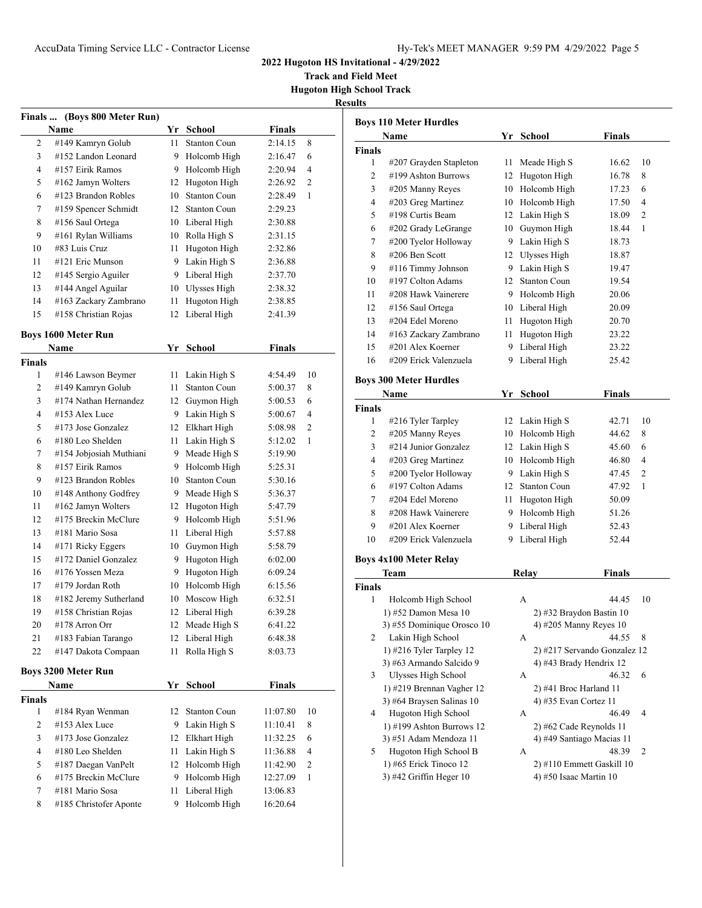# 2022 Hugoton HS Invitational - 4/29/2022

**Track and Field Meet**

**Hugoton High School Track**

**Results**

### Finals ... (Boys 800 Meter Run)

| | Name | Yr | School | Finals | |
|---|---|---|---|---|---|
| 2 | #149 Kamryn Golub | 11 | Stanton Coun | 2:14.15 | 8 |
| 3 | #152 Landon Leonard | 9 | Holcomb High | 2:16.47 | 6 |
| 4 | #157 Eirik Ramos | 9 | Holcomb High | 2:20.94 | 4 |
| 5 | #162 Jamyn Wolters | 12 | Hugoton High | 2:26.92 | 2 |
| 6 | #123 Brandon Robles | 10 | Stanton Coun | 2:28.49 | 1 |
| 7 | #159 Spencer Schmidt | 12 | Stanton Coun | 2:29.23 | |
| 8 | #156 Saul Ortega | 10 | Liberal High | 2:30.88 | |
| 9 | #161 Rylan Williams | 10 | Rolla High S | 2:31.15 | |
| 10 | #83 Luis Cruz | 11 | Hugoton High | 2:32.86 | |
| 11 | #121 Eric Munson | 9 | Lakin High S | 2:36.88 | |
| 12 | #145 Sergio Aguiler | 9 | Liberal High | 2:37.70 | |
| 13 | #144 Angel Aguilar | 10 | Ulysses High | 2:38.32 | |
| 14 | #163 Zackary Zambrano | 11 | Hugoton High | 2:38.85 | |
| 15 | #158 Christian Rojas | 12 | Liberal High | 2:41.39 | |

### Boys 1600 Meter Run

| | Name | Yr | School | Finals | |
|---|---|---|---|---|---|
| **Finals** | | | | | |
| 1 | #146 Lawson Beymer | 11 | Lakin High S | 4:54.49 | 10 |
| 2 | #149 Kamryn Golub | 11 | Stanton Coun | 5:00.37 | 8 |
| 3 | #174 Nathan Hernandez | 12 | Guymon High | 5:00.53 | 6 |
| 4 | #153 Alex Luce | 9 | Lakin High S | 5:00.67 | 4 |
| 5 | #173 Jose Gonzalez | 12 | Elkhart High | 5:08.98 | 2 |
| 6 | #180 Leo Shelden | 11 | Lakin High S | 5:12.02 | 1 |
| 7 | #154 Jobjosiah Muthiani | 9 | Meade High S | 5:19.90 | |
| 8 | #157 Eirik Ramos | 9 | Holcomb High | 5:25.31 | |
| 9 | #123 Brandon Robles | 10 | Stanton Coun | 5:30.16 | |
| 10 | #148 Anthony Godfrey | 9 | Meade High S | 5:36.37 | |
| 11 | #162 Jamyn Wolters | 12 | Hugoton High | 5:47.79 | |
| 12 | #175 Breckin McClure | 9 | Holcomb High | 5:51.96 | |
| 13 | #181 Mario Sosa | 11 | Liberal High | 5:57.88 | |
| 14 | #171 Ricky Eggers | 10 | Guymon High | 5:58.79 | |
| 15 | #172 Daniel Gonzalez | 9 | Hugoton High | 6:02.00 | |
| 16 | #176 Yossen Meza | 9 | Hugoton High | 6:09.24 | |
| 17 | #179 Jordan Roth | 10 | Holcomb High | 6:15.56 | |
| 18 | #182 Jeremy Sutherland | 10 | Moscow High | 6:32.51 | |
| 19 | #158 Christian Rojas | 12 | Liberal High | 6:39.28 | |
| 20 | #178 Arron Orr | 12 | Meade High S | 6:41.22 | |
| 21 | #183 Fabian Tarango | 12 | Liberal High | 6:48.38 | |
| 22 | #147 Dakota Compaan | 11 | Rolla High S | 8:03.73 | |

### Boys 3200 Meter Run

| | Name | Yr | School | Finals | |
|---|---|---|---|---|---|
| **Finals** | | | | | |
| 1 | #184 Ryan Wenman | 12 | Stanton Coun | 11:07.80 | 10 |
| 2 | #153 Alex Luce | 9 | Lakin High S | 11:10.41 | 8 |
| 3 | #173 Jose Gonzalez | 12 | Elkhart High | 11:32.25 | 6 |
| 4 | #180 Leo Shelden | 11 | Lakin High S | 11:36.88 | 4 |
| 5 | #187 Daegan VanPelt | 12 | Holcomb High | 11:42.90 | 2 |
| 6 | #175 Breckin McClure | 9 | Holcomb High | 12:27.09 | 1 |
| 7 | #181 Mario Sosa | 11 | Liberal High | 13:06.83 | |
| 8 | #185 Christofer Aponte | 9 | Holcomb High | 16:20.64 | |

### Boys 110 Meter Hurdles

| | Name | Yr | School | Finals | |
|---|---|---|---|---|---|
| **Finals** | | | | | |
| 1 | #207 Grayden Stapleton | 11 | Meade High S | 16.62 | 10 |
| 2 | #199 Ashton Burrows | 12 | Hugoton High | 16.78 | 8 |
| 3 | #205 Manny Reyes | 10 | Holcomb High | 17.23 | 6 |
| 4 | #203 Greg Martinez | 10 | Holcomb High | 17.50 | 4 |
| 5 | #198 Curtis Beam | 12 | Lakin High S | 18.09 | 2 |
| 6 | #202 Grady LeGrange | 10 | Guymon High | 18.44 | 1 |
| 7 | #200 Tyelor Holloway | 9 | Lakin High S | 18.73 | |
| 8 | #206 Ben Scott | 12 | Ulysses High | 18.87 | |
| 9 | #116 Timmy Johnson | 9 | Lakin High S | 19.47 | |
| 10 | #197 Colton Adams | 12 | Stanton Coun | 19.54 | |
| 11 | #208 Hawk Vainerere | 9 | Holcomb High | 20.06 | |
| 12 | #156 Saul Ortega | 10 | Liberal High | 20.09 | |
| 13 | #204 Edel Moreno | 11 | Hugoton High | 20.70 | |
| 14 | #163 Zackary Zambrano | 11 | Hugoton High | 23.22 | |
| 15 | #201 Alex Koerner | 9 | Liberal High | 23.22 | |
| 16 | #209 Erick Valenzuela | 9 | Liberal High | 25.42 | |

### Boys 300 Meter Hurdles

| | Name | Yr | School | Finals | |
|---|---|---|---|---|---|
| **Finals** | | | | | |
| 1 | #216 Tyler Tarpley | 12 | Lakin High S | 42.71 | 10 |
| 2 | #205 Manny Reyes | 10 | Holcomb High | 44.62 | 8 |
| 3 | #214 Junior Gonzalez | 12 | Lakin High S | 45.60 | 6 |
| 4 | #203 Greg Martinez | 10 | Holcomb High | 46.80 | 4 |
| 5 | #200 Tyelor Holloway | 9 | Lakin High S | 47.45 | 2 |
| 6 | #197 Colton Adams | 12 | Stanton Coun | 47.92 | 1 |
| 7 | #204 Edel Moreno | 11 | Hugoton High | 50.09 | |
| 8 | #208 Hawk Vainerere | 9 | Holcomb High | 51.26 | |
| 9 | #201 Alex Koerner | 9 | Liberal High | 52.43 | |
| 10 | #209 Erick Valenzuela | 9 | Liberal High | 52.44 | |

### Boys 4x100 Meter Relay

| | Team | Relay | Finals | |
|---|---|---|---|---|
| **Finals** | | | | |
| 1 | Holcomb High School | A | 44.45 | 10 |
| | 1) #52 Damon Mesa 10 | 2) #32 Braydon Bastin 10 | | |
| | 3) #55 Dominique Orosco 10 | 4) #205 Manny Reyes 10 | | |
| 2 | Lakin High School | A | 44.55 | 8 |
| | 1) #216 Tyler Tarpley 12 | 2) #217 Servando Gonzalez 12 | | |
| | 3) #63 Armando Salcido 9 | 4) #43 Brady Hendrix 12 | | |
| 3 | Ulysses High School | A | 46.32 | 6 |
| | 1) #219 Brennan Vagher 12 | 2) #41 Broc Harland 11 | | |
| | 3) #64 Braysen Salinas 10 | 4) #35 Evan Cortez 11 | | |
| 4 | Hugoton High School | A | 46.49 | 4 |
| | 1) #199 Ashton Burrows 12 | 2) #62 Cade Reynolds 11 | | |
| | 3) #51 Adam Mendoza 11 | 4) #49 Santiago Macias 11 | | |
| 5 | Hugoton High School B | A | 48.39 | 2 |
| | 1) #65 Erick Tinoco 12 | 2) #110 Emmett Gaskill 10 | | |
| | 3) #42 Griffin Heger 10 | 4) #50 Isaac Martin 10 | | |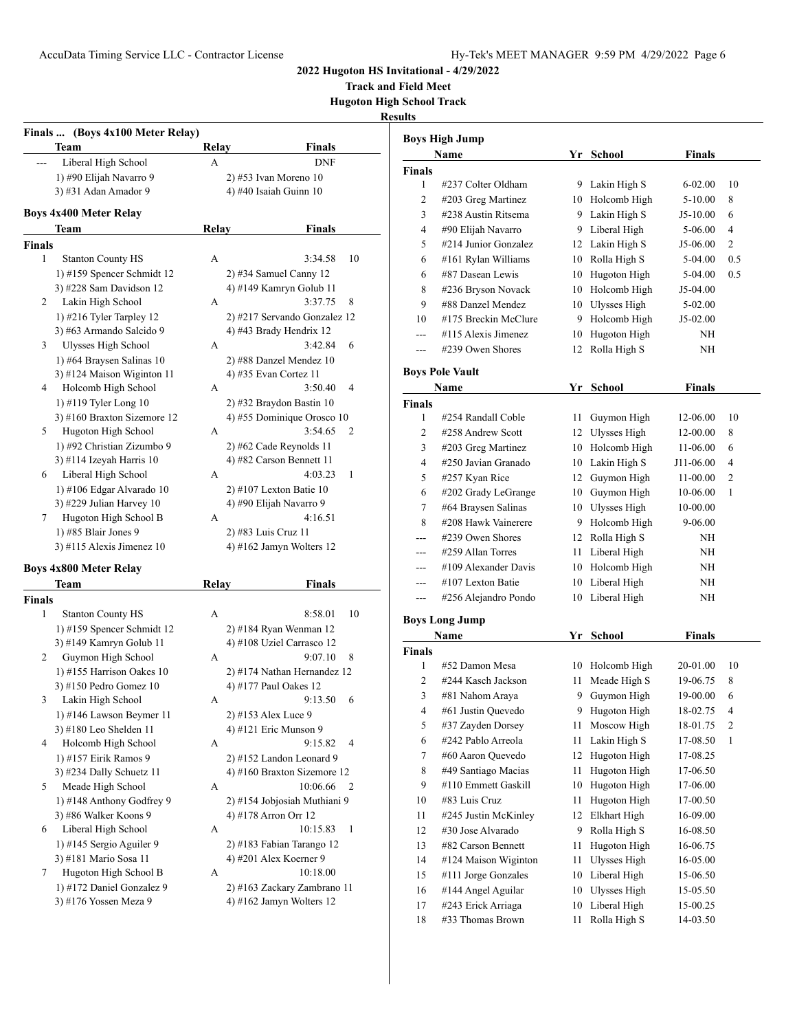**2022 Hugoton HS Invitational - 4/29/2022**

**Track and Field Meet**

**Hugoton High School Track**

**Results**

### Finals ... (Boys 4x100 Meter Relay)

| | Team | Relay | Finals | |
|---|---|---|---|---|
| --- | Liberal High School | A | DNF | |
| | 1) #90 Elijah Navarro 9 | 2) #53 Ivan Moreno 10 | | |
| | 3) #31 Adan Amador 9 | 4) #40 Isaiah Guinn 10 | | |

### Boys 4x400 Meter Relay

| | Team | Relay | Finals | |
|---|---|---|---|---|
| **Finals** | | | | |
| 1 | Stanton County HS | A | 3:34.58 | 10 |
| | 1) #159 Spencer Schmidt 12 | 2) #34 Samuel Canny 12 | | |
| | 3) #228 Sam Davidson 12 | 4) #149 Kamryn Golub 11 | | |
| 2 | Lakin High School | A | 3:37.75 | 8 |
| | 1) #216 Tyler Tarpley 12 | 2) #217 Servando Gonzalez 12 | | |
| | 3) #63 Armando Salcido 9 | 4) #43 Brady Hendrix 12 | | |
| 3 | Ulysses High School | A | 3:42.84 | 6 |
| | 1) #64 Braysen Salinas 10 | 2) #88 Danzel Mendez 10 | | |
| | 3) #124 Maison Wiginton 11 | 4) #35 Evan Cortez 11 | | |
| 4 | Holcomb High School | A | 3:50.40 | 4 |
| | 1) #119 Tyler Long 10 | 2) #32 Braydon Bastin 10 | | |
| | 3) #160 Braxton Sizemore 12 | 4) #55 Dominique Orosco 10 | | |
| 5 | Hugoton High School | A | 3:54.65 | 2 |
| | 1) #92 Christian Zizumbo 9 | 2) #62 Cade Reynolds 11 | | |
| | 3) #114 Izeyah Harris 10 | 4) #82 Carson Bennett 11 | | |
| 6 | Liberal High School | A | 4:03.23 | 1 |
| | 1) #106 Edgar Alvarado 10 | 2) #107 Lexton Batie 10 | | |
| | 3) #229 Julian Harvey 10 | 4) #90 Elijah Navarro 9 | | |
| 7 | Hugoton High School B | A | 4:16.51 | |
| | 1) #85 Blair Jones 9 | 2) #83 Luis Cruz 11 | | |
| | 3) #115 Alexis Jimenez 10 | 4) #162 Jamyn Wolters 12 | | |

### Boys 4x800 Meter Relay

| | Team | Relay | Finals | |
|---|---|---|---|---|
| **Finals** | | | | |
| 1 | Stanton County HS | A | 8:58.01 | 10 |
| | 1) #159 Spencer Schmidt 12 | 2) #184 Ryan Wenman 12 | | |
| | 3) #149 Kamryn Golub 11 | 4) #108 Uziel Carrasco 12 | | |
| 2 | Guymon High School | A | 9:07.10 | 8 |
| | 1) #155 Harrison Oakes 10 | 2) #174 Nathan Hernandez 12 | | |
| | 3) #150 Pedro Gomez 10 | 4) #177 Paul Oakes 12 | | |
| 3 | Lakin High School | A | 9:13.50 | 6 |
| | 1) #146 Lawson Beymer 11 | 2) #153 Alex Luce 9 | | |
| | 3) #180 Leo Shelden 11 | 4) #121 Eric Munson 9 | | |
| 4 | Holcomb High School | A | 9:15.82 | 4 |
| | 1) #157 Eirik Ramos 9 | 2) #152 Landon Leonard 9 | | |
| | 3) #234 Dally Schuetz 11 | 4) #160 Braxton Sizemore 12 | | |
| 5 | Meade High School | A | 10:06.66 | 2 |
| | 1) #148 Anthony Godfrey 9 | 2) #154 Jobjosiah Muthiani 9 | | |
| | 3) #86 Walker Koons 9 | 4) #178 Arron Orr 12 | | |
| 6 | Liberal High School | A | 10:15.83 | 1 |
| | 1) #145 Sergio Aguiler 9 | 2) #183 Fabian Tarango 12 | | |
| | 3) #181 Mario Sosa 11 | 4) #201 Alex Koerner 9 | | |
| 7 | Hugoton High School B | A | 10:18.00 | |
| | 1) #172 Daniel Gonzalez 9 | 2) #163 Zackary Zambrano 11 | | |
| | 3) #176 Yossen Meza 9 | 4) #162 Jamyn Wolters 12 | | |

### Boys High Jump

| | Name | Yr | School | Finals | |
|---|---|---|---|---|---|
| **Finals** | | | | | |
| 1 | #237 Colter Oldham | 9 | Lakin High S | 6-02.00 | 10 |
| 2 | #203 Greg Martinez | 10 | Holcomb High | 5-10.00 | 8 |
| 3 | #238 Austin Ritsema | 9 | Lakin High S | J5-10.00 | 6 |
| 4 | #90 Elijah Navarro | 9 | Liberal High | 5-06.00 | 4 |
| 5 | #214 Junior Gonzalez | 12 | Lakin High S | J5-06.00 | 2 |
| 6 | #161 Rylan Williams | 10 | Rolla High S | 5-04.00 | 0.5 |
| 6 | #87 Dasean Lewis | 10 | Hugoton High | 5-04.00 | 0.5 |
| 8 | #236 Bryson Novack | 10 | Holcomb High | J5-04.00 | |
| 9 | #88 Danzel Mendez | 10 | Ulysses High | 5-02.00 | |
| 10 | #175 Breckin McClure | 9 | Holcomb High | J5-02.00 | |
| --- | #115 Alexis Jimenez | 10 | Hugoton High | NH | |
| --- | #239 Owen Shores | 12 | Rolla High S | NH | |

### Boys Pole Vault

| | Name | Yr | School | Finals | |
|---|---|---|---|---|---|
| **Finals** | | | | | |
| 1 | #254 Randall Coble | 11 | Guymon High | 12-06.00 | 10 |
| 2 | #258 Andrew Scott | 12 | Ulysses High | 12-00.00 | 8 |
| 3 | #203 Greg Martinez | 10 | Holcomb High | 11-06.00 | 6 |
| 4 | #250 Javian Granado | 10 | Lakin High S | J11-06.00 | 4 |
| 5 | #257 Kyan Rice | 12 | Guymon High | 11-00.00 | 2 |
| 6 | #202 Grady LeGrange | 10 | Guymon High | 10-06.00 | 1 |
| 7 | #64 Braysen Salinas | 10 | Ulysses High | 10-00.00 | |
| 8 | #208 Hawk Vainerere | 9 | Holcomb High | 9-06.00 | |
| --- | #239 Owen Shores | 12 | Rolla High S | NH | |
| --- | #259 Allan Torres | 11 | Liberal High | NH | |
| --- | #109 Alexander Davis | 10 | Holcomb High | NH | |
| --- | #107 Lexton Batie | 10 | Liberal High | NH | |
| --- | #256 Alejandro Pondo | 10 | Liberal High | NH | |

### Boys Long Jump

| | Name | Yr | School | Finals | |
|---|---|---|---|---|---|
| **Finals** | | | | | |
| 1 | #52 Damon Mesa | 10 | Holcomb High | 20-01.00 | 10 |
| 2 | #244 Kasch Jackson | 11 | Meade High S | 19-06.75 | 8 |
| 3 | #81 Nahom Araya | 9 | Guymon High | 19-00.00 | 6 |
| 4 | #61 Justin Quevedo | 9 | Hugoton High | 18-02.75 | 4 |
| 5 | #37 Zayden Dorsey | 11 | Moscow High | 18-01.75 | 2 |
| 6 | #242 Pablo Arreola | 11 | Lakin High S | 17-08.50 | 1 |
| 7 | #60 Aaron Quevedo | 12 | Hugoton High | 17-08.25 | |
| 8 | #49 Santiago Macias | 11 | Hugoton High | 17-06.50 | |
| 9 | #110 Emmett Gaskill | 10 | Hugoton High | 17-06.00 | |
| 10 | #83 Luis Cruz | 11 | Hugoton High | 17-00.50 | |
| 11 | #245 Justin McKinley | 12 | Elkhart High | 16-09.00 | |
| 12 | #30 Jose Alvarado | 9 | Rolla High S | 16-08.50 | |
| 13 | #82 Carson Bennett | 11 | Hugoton High | 16-06.75 | |
| 14 | #124 Maison Wiginton | 11 | Ulysses High | 16-05.00 | |
| 15 | #111 Jorge Gonzales | 10 | Liberal High | 15-06.50 | |
| 16 | #144 Angel Aguilar | 10 | Ulysses High | 15-05.50 | |
| 17 | #243 Erick Arriaga | 10 | Liberal High | 15-00.25 | |
| 18 | #33 Thomas Brown | 11 | Rolla High S | 14-03.50 | |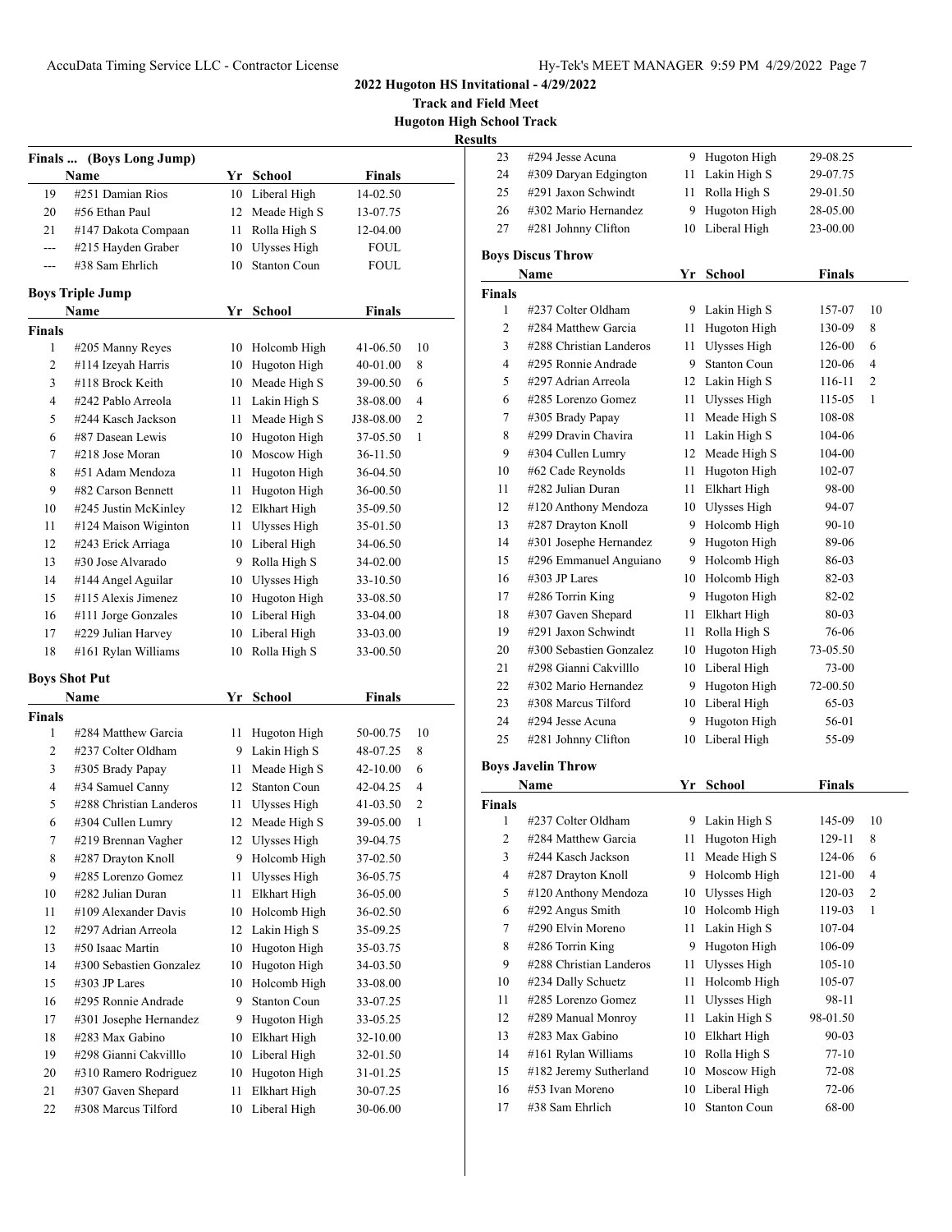**2022 Hugoton HS Invitational - 4/29/2022**
**Track and Field Meet**
**Hugoton High School Track**
**Results**

### Finals ... (Boys Long Jump)

| | Name | Yr | School | Finals | |
|---|---|---|---|---|---|
| 19 | #251 Damian Rios | 10 | Liberal High | 14-02.50 | |
| 20 | #56 Ethan Paul | 12 | Meade High S | 13-07.75 | |
| 21 | #147 Dakota Compaan | 11 | Rolla High S | 12-04.00 | |
| --- | #215 Hayden Graber | 10 | Ulysses High | FOUL | |
| --- | #38 Sam Ehrlich | 10 | Stanton Coun | FOUL | |

### Boys Triple Jump

| | Name | Yr | School | Finals | |
|---|---|---|---|---|---|
| **Finals** | | | | | |
| 1 | #205 Manny Reyes | 10 | Holcomb High | 41-06.50 | 10 |
| 2 | #114 Izeyah Harris | 10 | Hugoton High | 40-01.00 | 8 |
| 3 | #118 Brock Keith | 10 | Meade High S | 39-00.50 | 6 |
| 4 | #242 Pablo Arreola | 11 | Lakin High S | 38-08.00 | 4 |
| 5 | #244 Kasch Jackson | 11 | Meade High S | J38-08.00 | 2 |
| 6 | #87 Dasean Lewis | 10 | Hugoton High | 37-05.50 | 1 |
| 7 | #218 Jose Moran | 10 | Moscow High | 36-11.50 | |
| 8 | #51 Adam Mendoza | 11 | Hugoton High | 36-04.50 | |
| 9 | #82 Carson Bennett | 11 | Hugoton High | 36-00.50 | |
| 10 | #245 Justin McKinley | 12 | Elkhart High | 35-09.50 | |
| 11 | #124 Maison Wiginton | 11 | Ulysses High | 35-01.50 | |
| 12 | #243 Erick Arriaga | 10 | Liberal High | 34-06.50 | |
| 13 | #30 Jose Alvarado | 9 | Rolla High S | 34-02.00 | |
| 14 | #144 Angel Aguilar | 10 | Ulysses High | 33-10.50 | |
| 15 | #115 Alexis Jimenez | 10 | Hugoton High | 33-08.50 | |
| 16 | #111 Jorge Gonzales | 10 | Liberal High | 33-04.00 | |
| 17 | #229 Julian Harvey | 10 | Liberal High | 33-03.00 | |
| 18 | #161 Rylan Williams | 10 | Rolla High S | 33-00.50 | |

### Boys Shot Put

| | Name | Yr | School | Finals | |
|---|---|---|---|---|---|
| **Finals** | | | | | |
| 1 | #284 Matthew Garcia | 11 | Hugoton High | 50-00.75 | 10 |
| 2 | #237 Colter Oldham | 9 | Lakin High S | 48-07.25 | 8 |
| 3 | #305 Brady Papay | 11 | Meade High S | 42-10.00 | 6 |
| 4 | #34 Samuel Canny | 12 | Stanton Coun | 42-04.25 | 4 |
| 5 | #288 Christian Landeros | 11 | Ulysses High | 41-03.50 | 2 |
| 6 | #304 Cullen Lumry | 12 | Meade High S | 39-05.00 | 1 |
| 7 | #219 Brennan Vagher | 12 | Ulysses High | 39-04.75 | |
| 8 | #287 Drayton Knoll | 9 | Holcomb High | 37-02.50 | |
| 9 | #285 Lorenzo Gomez | 11 | Ulysses High | 36-05.75 | |
| 10 | #282 Julian Duran | 11 | Elkhart High | 36-05.00 | |
| 11 | #109 Alexander Davis | 10 | Holcomb High | 36-02.50 | |
| 12 | #297 Adrian Arreola | 12 | Lakin High S | 35-09.25 | |
| 13 | #50 Isaac Martin | 10 | Hugoton High | 35-03.75 | |
| 14 | #300 Sebastien Gonzalez | 10 | Hugoton High | 34-03.50 | |
| 15 | #303 JP Lares | 10 | Holcomb High | 33-08.00 | |
| 16 | #295 Ronnie Andrade | 9 | Stanton Coun | 33-07.25 | |
| 17 | #301 Josephe Hernandez | 9 | Hugoton High | 33-05.25 | |
| 18 | #283 Max Gabino | 10 | Elkhart High | 32-10.00 | |
| 19 | #298 Gianni Cakvilllo | 10 | Liberal High | 32-01.50 | |
| 20 | #310 Ramero Rodriguez | 10 | Hugoton High | 31-01.25 | |
| 21 | #307 Gaven Shepard | 11 | Elkhart High | 30-07.25 | |
| 22 | #308 Marcus Tilford | 10 | Liberal High | 30-06.00 | |
| 23 | #294 Jesse Acuna | 9 | Hugoton High | 29-08.25 | |
| 24 | #309 Daryan Edgington | 11 | Lakin High S | 29-07.75 | |
| 25 | #291 Jaxon Schwindt | 11 | Rolla High S | 29-01.50 | |
| 26 | #302 Mario Hernandez | 9 | Hugoton High | 28-05.00 | |
| 27 | #281 Johnny Clifton | 10 | Liberal High | 23-00.00 | |

### Boys Discus Throw

| | Name | Yr | School | Finals | |
|---|---|---|---|---|---|
| **Finals** | | | | | |
| 1 | #237 Colter Oldham | 9 | Lakin High S | 157-07 | 10 |
| 2 | #284 Matthew Garcia | 11 | Hugoton High | 130-09 | 8 |
| 3 | #288 Christian Landeros | 11 | Ulysses High | 126-00 | 6 |
| 4 | #295 Ronnie Andrade | 9 | Stanton Coun | 120-06 | 4 |
| 5 | #297 Adrian Arreola | 12 | Lakin High S | 116-11 | 2 |
| 6 | #285 Lorenzo Gomez | 11 | Ulysses High | 115-05 | 1 |
| 7 | #305 Brady Papay | 11 | Meade High S | 108-08 | |
| 8 | #299 Dravin Chavira | 11 | Lakin High S | 104-06 | |
| 9 | #304 Cullen Lumry | 12 | Meade High S | 104-00 | |
| 10 | #62 Cade Reynolds | 11 | Hugoton High | 102-07 | |
| 11 | #282 Julian Duran | 11 | Elkhart High | 98-00 | |
| 12 | #120 Anthony Mendoza | 10 | Ulysses High | 94-07 | |
| 13 | #287 Drayton Knoll | 9 | Holcomb High | 90-10 | |
| 14 | #301 Josephe Hernandez | 9 | Hugoton High | 89-06 | |
| 15 | #296 Emmanuel Anguiano | 9 | Holcomb High | 86-03 | |
| 16 | #303 JP Lares | 10 | Holcomb High | 82-03 | |
| 17 | #286 Torrin King | 9 | Hugoton High | 82-02 | |
| 18 | #307 Gaven Shepard | 11 | Elkhart High | 80-03 | |
| 19 | #291 Jaxon Schwindt | 11 | Rolla High S | 76-06 | |
| 20 | #300 Sebastien Gonzalez | 10 | Hugoton High | 73-05.50 | |
| 21 | #298 Gianni Cakvilllo | 10 | Liberal High | 73-00 | |
| 22 | #302 Mario Hernandez | 9 | Hugoton High | 72-00.50 | |
| 23 | #308 Marcus Tilford | 10 | Liberal High | 65-03 | |
| 24 | #294 Jesse Acuna | 9 | Hugoton High | 56-01 | |
| 25 | #281 Johnny Clifton | 10 | Liberal High | 55-09 | |

### Boys Javelin Throw

| | Name | Yr | School | Finals | |
|---|---|---|---|---|---|
| **Finals** | | | | | |
| 1 | #237 Colter Oldham | 9 | Lakin High S | 145-09 | 10 |
| 2 | #284 Matthew Garcia | 11 | Hugoton High | 129-11 | 8 |
| 3 | #244 Kasch Jackson | 11 | Meade High S | 124-06 | 6 |
| 4 | #287 Drayton Knoll | 9 | Holcomb High | 121-00 | 4 |
| 5 | #120 Anthony Mendoza | 10 | Ulysses High | 120-03 | 2 |
| 6 | #292 Angus Smith | 10 | Holcomb High | 119-03 | 1 |
| 7 | #290 Elvin Moreno | 11 | Lakin High S | 107-04 | |
| 8 | #286 Torrin King | 9 | Hugoton High | 106-09 | |
| 9 | #288 Christian Landeros | 11 | Ulysses High | 105-10 | |
| 10 | #234 Dally Schuetz | 11 | Holcomb High | 105-07 | |
| 11 | #285 Lorenzo Gomez | 11 | Ulysses High | 98-11 | |
| 12 | #289 Manual Monroy | 11 | Lakin High S | 98-01.50 | |
| 13 | #283 Max Gabino | 10 | Elkhart High | 90-03 | |
| 14 | #161 Rylan Williams | 10 | Rolla High S | 77-10 | |
| 15 | #182 Jeremy Sutherland | 10 | Moscow High | 72-08 | |
| 16 | #53 Ivan Moreno | 10 | Liberal High | 72-06 | |
| 17 | #38 Sam Ehrlich | 10 | Stanton Coun | 68-00 | |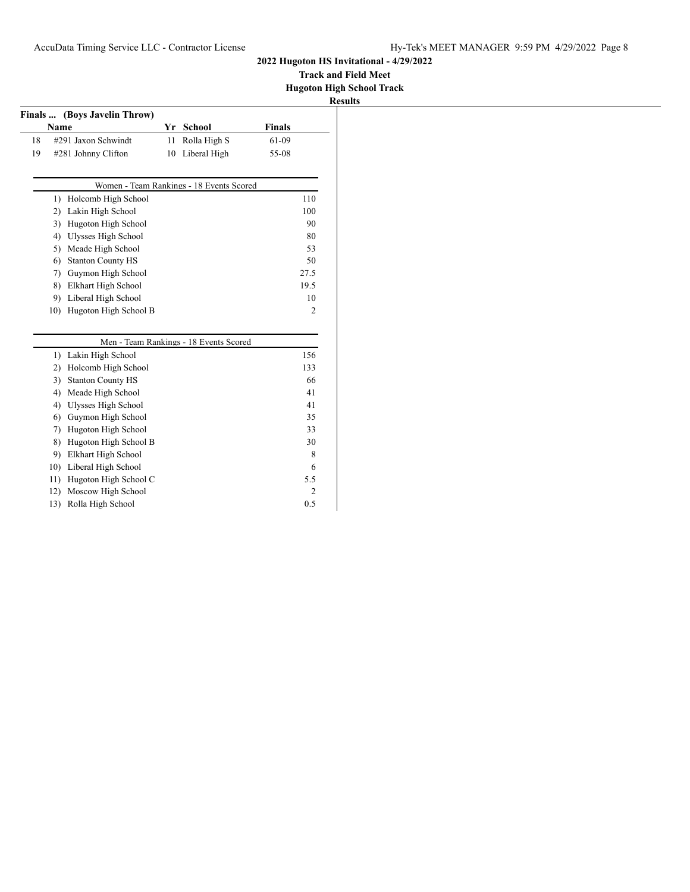# 2022 Hugoton HS Invitational - 4/29/2022

**Track and Field Meet**

**Hugoton High School Track**

**Results**

**Finals ... (Boys Javelin Throw)**

| | Name | Yr | School | Finals |
|---|---|---|---|---|
| 18 | #291 Jaxon Schwindt | 11 | Rolla High S | 61-09 |
| 19 | #281 Johnny Clifton | 10 | Liberal High | 55-08 |

**Women - Team Rankings - 18 Events Scored**

| | | |
|---|---|---|
| 1) | Holcomb High School | 110 |
| 2) | Lakin High School | 100 |
| 3) | Hugoton High School | 90 |
| 4) | Ulysses High School | 80 |
| 5) | Meade High School | 53 |
| 6) | Stanton County HS | 50 |
| 7) | Guymon High School | 27.5 |
| 8) | Elkhart High School | 19.5 |
| 9) | Liberal High School | 10 |
| 10) | Hugoton High School B | 2 |

**Men - Team Rankings - 18 Events Scored**

| | | |
|---|---|---|
| 1) | Lakin High School | 156 |
| 2) | Holcomb High School | 133 |
| 3) | Stanton County HS | 66 |
| 4) | Meade High School | 41 |
| 4) | Ulysses High School | 41 |
| 6) | Guymon High School | 35 |
| 7) | Hugoton High School | 33 |
| 8) | Hugoton High School B | 30 |
| 9) | Elkhart High School | 8 |
| 10) | Liberal High School | 6 |
| 11) | Hugoton High School C | 5.5 |
| 12) | Moscow High School | 2 |
| 13) | Rolla High School | 0.5 |